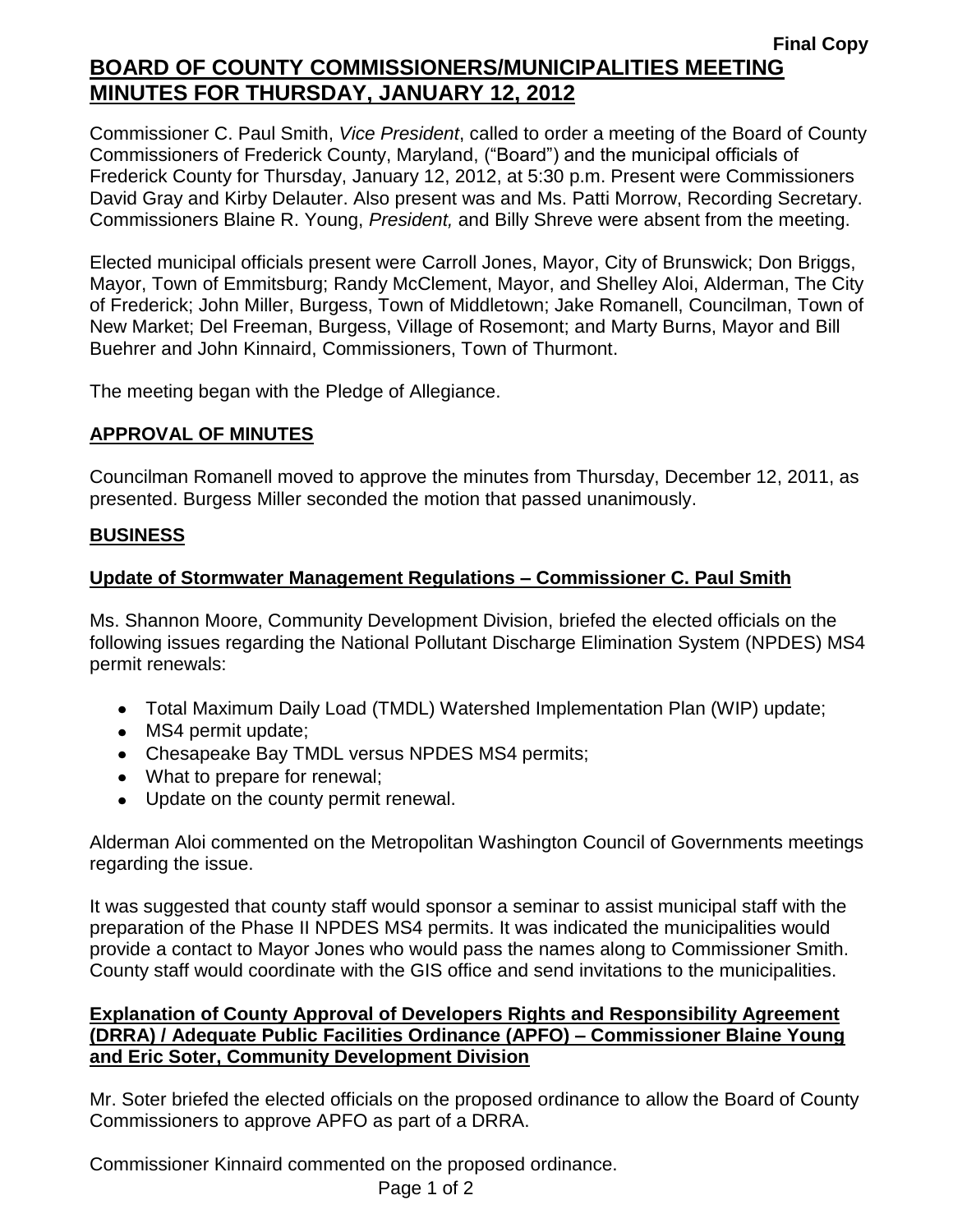**Final Copy**

# BOARD OF COUNTY COMMISSIONERS/MUNICIPALITIES MEETING MINUTES FOR THURSDAY, JANUARY 12, 2012

Commissioner C. Paul Smith, *Vice President*, called to order a meeting of the Board of County Commissioners of Frederick County, Maryland, ("Board") and the municipal officials of Frederick County for Thursday, January 12, 2012, at 5:30 p.m. Present were Commissioners David Gray and Kirby Delauter. Also present was and Ms. Patti Morrow, Recording Secretary. Commissioners Blaine R. Young, *President,* and Billy Shreve were absent from the meeting.

Elected municipal officials present were Carroll Jones, Mayor, City of Brunswick; Don Briggs, Mayor, Town of Emmitsburg; Randy McClement, Mayor, and Shelley Aloi, Alderman, The City of Frederick; John Miller, Burgess, Town of Middletown; Jake Romanell, Councilman, Town of New Market; Del Freeman, Burgess, Village of Rosemont; and Marty Burns, Mayor and Bill Buehrer and John Kinnaird, Commissioners, Town of Thurmont.

The meeting began with the Pledge of Allegiance.

## APPROVAL OF MINUTES

Councilman Romanell moved to approve the minutes from Thursday, December 12, 2011, as presented. Burgess Miller seconded the motion that passed unanimously.

## BUSINESS

### Update of Stormwater Management Regulations – Commissioner C. Paul Smith

Ms. Shannon Moore, Community Development Division, briefed the elected officials on the following issues regarding the National Pollutant Discharge Elimination System (NPDES) MS4 permit renewals:

- Total Maximum Daily Load (TMDL) Watershed Implementation Plan (WIP) update;
- MS4 permit update;
- Chesapeake Bay TMDL versus NPDES MS4 permits;
- What to prepare for renewal;
- Update on the county permit renewal.

Alderman Aloi commented on the Metropolitan Washington Council of Governments meetings regarding the issue.

It was suggested that county staff would sponsor a seminar to assist municipal staff with the preparation of the Phase II NPDES MS4 permits. It was indicated the municipalities would provide a contact to Mayor Jones who would pass the names along to Commissioner Smith. County staff would coordinate with the GIS office and send invitations to the municipalities.

### Explanation of County Approval of Developers Rights and Responsibility Agreement (DRRA) / Adequate Public Facilities Ordinance (APFO) – Commissioner Blaine Young and Eric Soter, Community Development Division

Mr. Soter briefed the elected officials on the proposed ordinance to allow the Board of County Commissioners to approve APFO as part of a DRRA.

Commissioner Kinnaird commented on the proposed ordinance.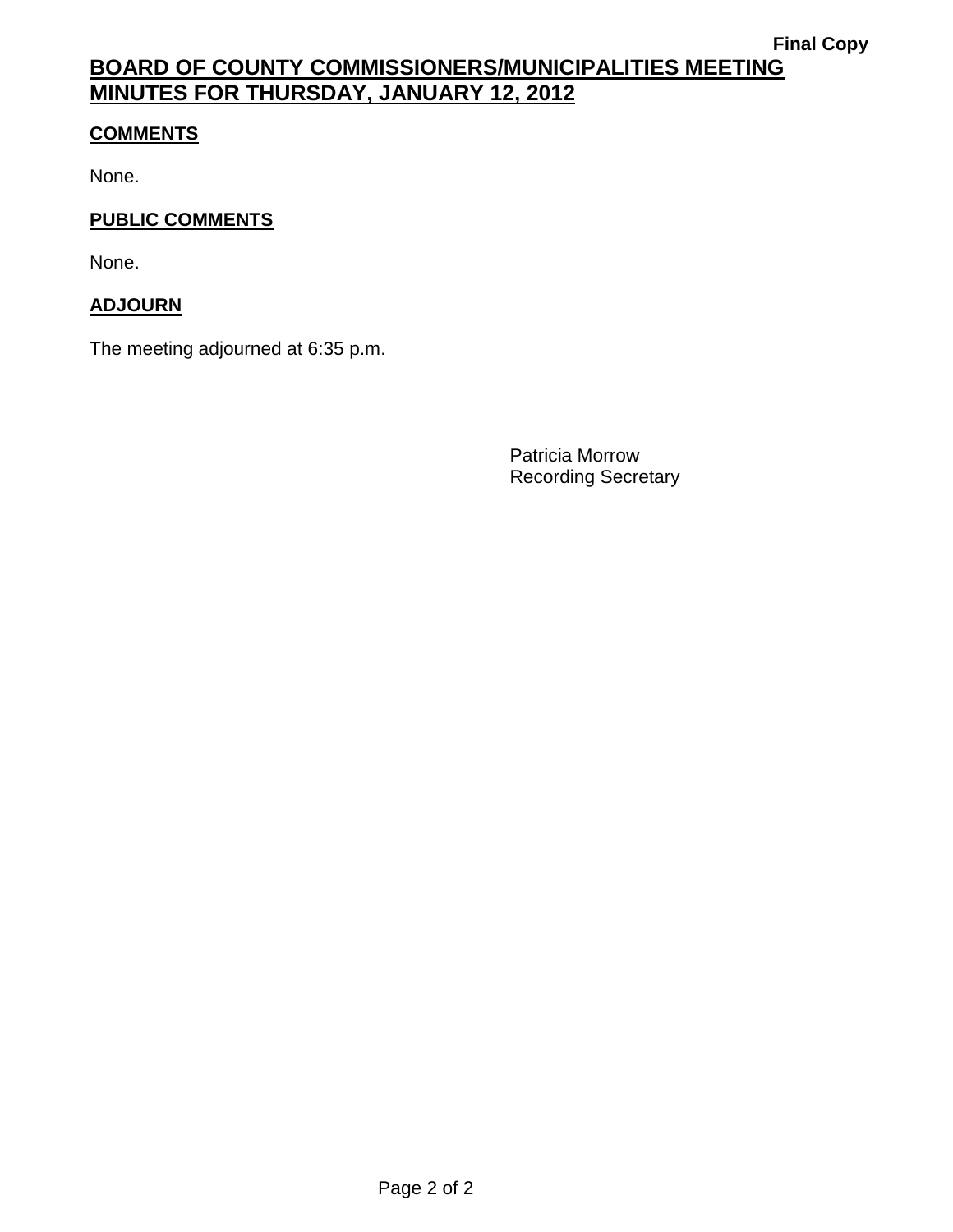**Final Copy**

# BOARD OF COUNTY COMMISSIONERS/MUNICIPALITIES MEETING MINUTES FOR THURSDAY, JANUARY 12, 2012

## COMMENTS

None.

## PUBLIC COMMENTS

None.

## ADJOURN

The meeting adjourned at 6:35 p.m.

Patricia Morrow
Recording Secretary